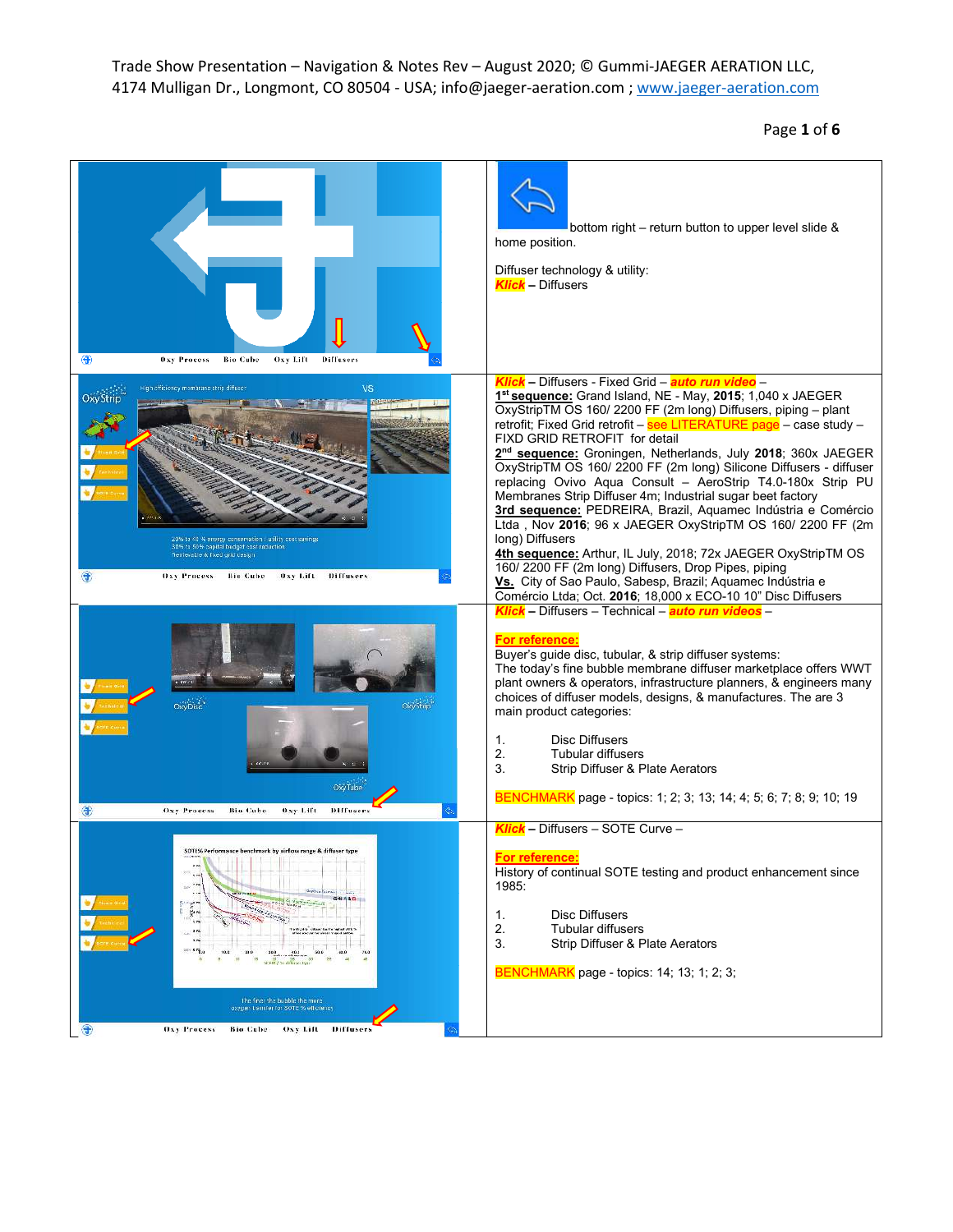Trade Show Presentation – Navigation & Notes Rev – August 2020; © Gummi-JAEGER AERATION LLC, 4174 Mulligan Dr., Longmont, CO 80504 - USA; info@jaeger-aeration.com ; www.jaeger-aeration.com

| Slide | Notes |
| --- | --- |
| | bottom right – return button to upper level slide & home position.<br><br>Diffuser technology & utility:<br>***Klick*** – Diffusers |
| | ***Klick*** – Diffusers - Fixed Grid – ***auto run video*** –<br>**1st sequence:** Grand Island, NE - May, **2015**; 1,040 x JAEGER OxyStripTM OS 160/ 2200 FF (2m long) Diffusers, piping – plant retrofit; Fixed Grid retrofit – see LITERATURE page – case study – FIXD GRID RETROFIT for detail<br>**2nd sequence:** Groningen, Netherlands, July **2018**; 360x JAEGER OxyStripTM OS 160/ 2200 FF (2m long) Silicone Diffusers - diffuser replacing Ovivo Aqua Consult – AeroStrip T4.0-180x Strip PU Membranes Strip Diffuser 4m; Industrial sugar beet factory<br>**3rd sequence:** PEDREIRA, Brazil, Aquamec Indústria e Comércio Ltda , Nov **2016**; 96 x JAEGER OxyStripTM OS 160/ 2200 FF (2m long) Diffusers<br>**4th sequence:** Arthur, IL July, 2018; 72x JAEGER OxyStripTM OS 160/ 2200 FF (2m long) Diffusers, Drop Pipes, piping<br>**Vs.** City of Sao Paulo, Sabesp, Brazil; Aquamec Indústria e Comércio Ltda; Oct. **2016**; 18,000 x ECO-10 10" Disc Diffusers |
| | ***Klick*** – Diffusers – Technical – ***auto run videos*** –<br><br>**For reference:**<br>Buyer's guide disc, tubular, & strip diffuser systems:<br>The today's fine bubble membrane diffuser marketplace offers WWT plant owners & operators, infrastructure planners, & engineers many choices of diffuser models, designs, & manufactures. The are 3 main product categories:<br><br>1. Disc Diffusers<br>2. Tubular diffusers<br>3. Strip Diffuser & Plate Aerators<br><br>BENCHMARK page - topics: 1; 2; 3; 13; 14; 4; 5; 6; 7; 8; 9; 10; 19 |
| | ***Klick*** – Diffusers – SOTE Curve –<br><br>**For reference:**<br>History of continual SOTE testing and product enhancement since 1985:<br><br>1. Disc Diffusers<br>2. Tubular diffusers<br>3. Strip Diffuser & Plate Aerators<br><br>BENCHMARK page - topics: 14; 13; 1; 2; 3; |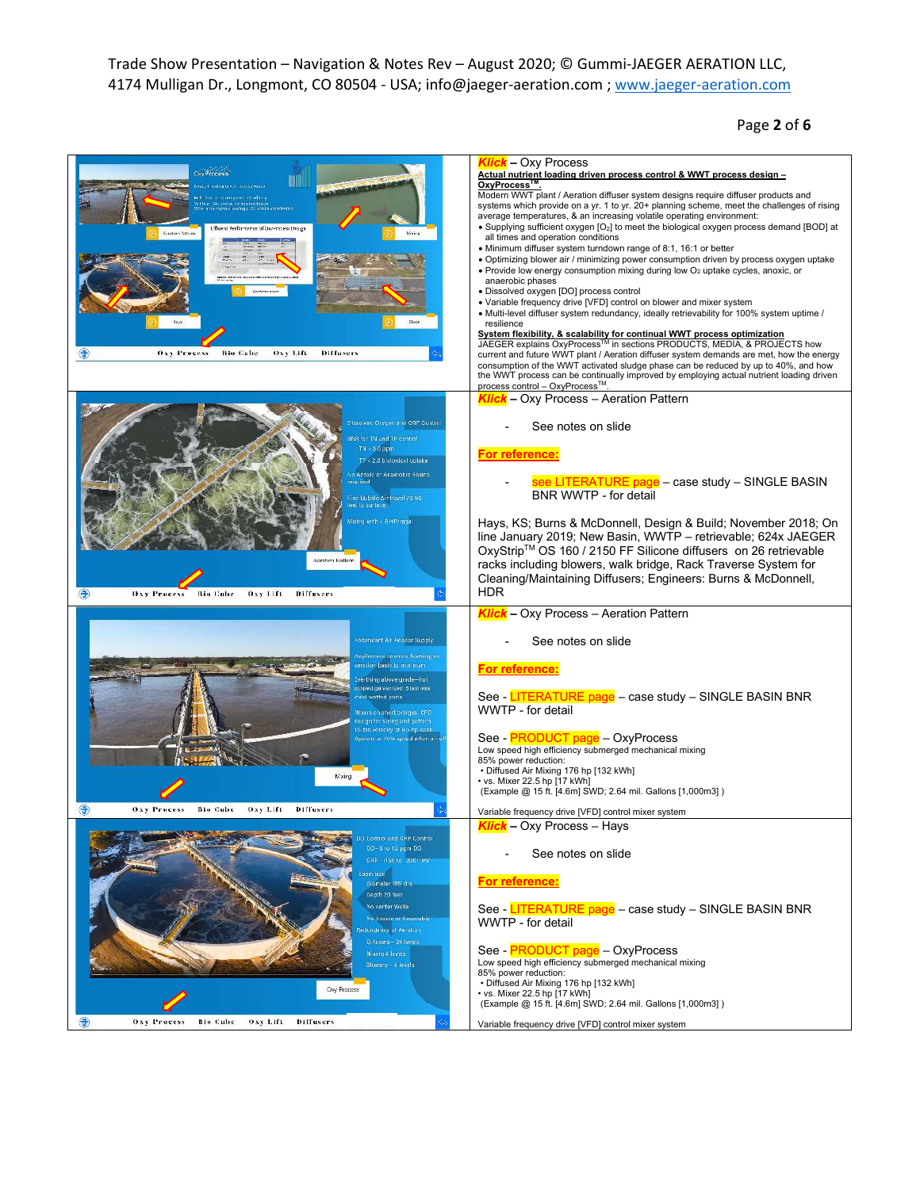**Klick** – Oxy Process

**Actual nutrient loading driven process control & WWT process design – OxyProcess™.**

Modern WWT plant / Aeration diffuser system designs require diffuser products and systems which provide on a yr. 1 to yr. 20+ planning scheme, meet the challenges of rising average temperatures, & an increasing volatile operating environment:

- Supplying sufficient oxygen [$O_2$] to meet the biological oxygen process demand [BOD] at all times and operation conditions
- Minimum diffuser system turndown range of 8:1, 16:1 or better
- Optimizing blower air / minimizing power consumption driven by process oxygen uptake
- Provide low energy consumption mixing during low $O_2$ uptake cycles, anoxic, or anaerobic phases
- Dissolved oxygen [DO] process control
- Variable frequency drive [VFD] control on blower and mixer system
- Multi-level diffuser system redundancy, ideally retrievability for 100% system uptime / resilience

**System flexibility, & scalability for continual WWT process optimization**

JAEGER explains OxyProcess™ in sections PRODUCTS, MEDIA, & PROJECTS how current and future WWT plant / Aeration diffuser system demands are met, how the energy consumption of the WWT activated sludge phase can be reduced by up to 40%, and how the WWT process can be continually improved by employing actual nutrient loading driven process control – OxyProcess™.

---

**Klick** – Oxy Process – Aeration Pattern

- See notes on slide

**For reference:**

- see LITERATURE page – case study – SINGLE BASIN BNR WWTP - for detail

Hays, KS; Burns & McDonnell, Design & Build; November 2018; On line January 2019; New Basin, WWTP – retrievable; 624x JAEGER OxyStrip™ OS 160 / 2150 FF Silicone diffusers on 26 retrievable racks including blowers, walk bridge, Rack Traverse System for Cleaning/Maintaining Diffusers; Engineers: Burns & McDonnell, HDR

---

**Klick** – Oxy Process – Aeration Pattern

- See notes on slide

**For reference:**

See - LITERATURE page – case study – SINGLE BASIN BNR WWTP - for detail

See - PRODUCT page – OxyProcess

Low speed high efficiency submerged mechanical mixing

85% power reduction:

- Diffused Air Mixing 176 hp [132 kWh]
- vs. Mixer 22.5 hp [17 kWh]

(Example @ 15 ft. [4.6m] SWD; 2.64 mil. Gallons [1,000m3] )

Variable frequency drive [VFD] control mixer system

---

**Klick** – Oxy Process – Hays

- See notes on slide

**For reference:**

See - LITERATURE page – case study – SINGLE BASIN BNR WWTP - for detail

See - PRODUCT page – OxyProcess

Low speed high efficiency submerged mechanical mixing

85% power reduction:

- Diffused Air Mixing 176 hp [132 kWh]
- vs. Mixer 22.5 hp [17 kWh]

(Example @ 15 ft. [4.6m] SWD; 2.64 mil. Gallons [1,000m3] )

Variable frequency drive [VFD] control mixer system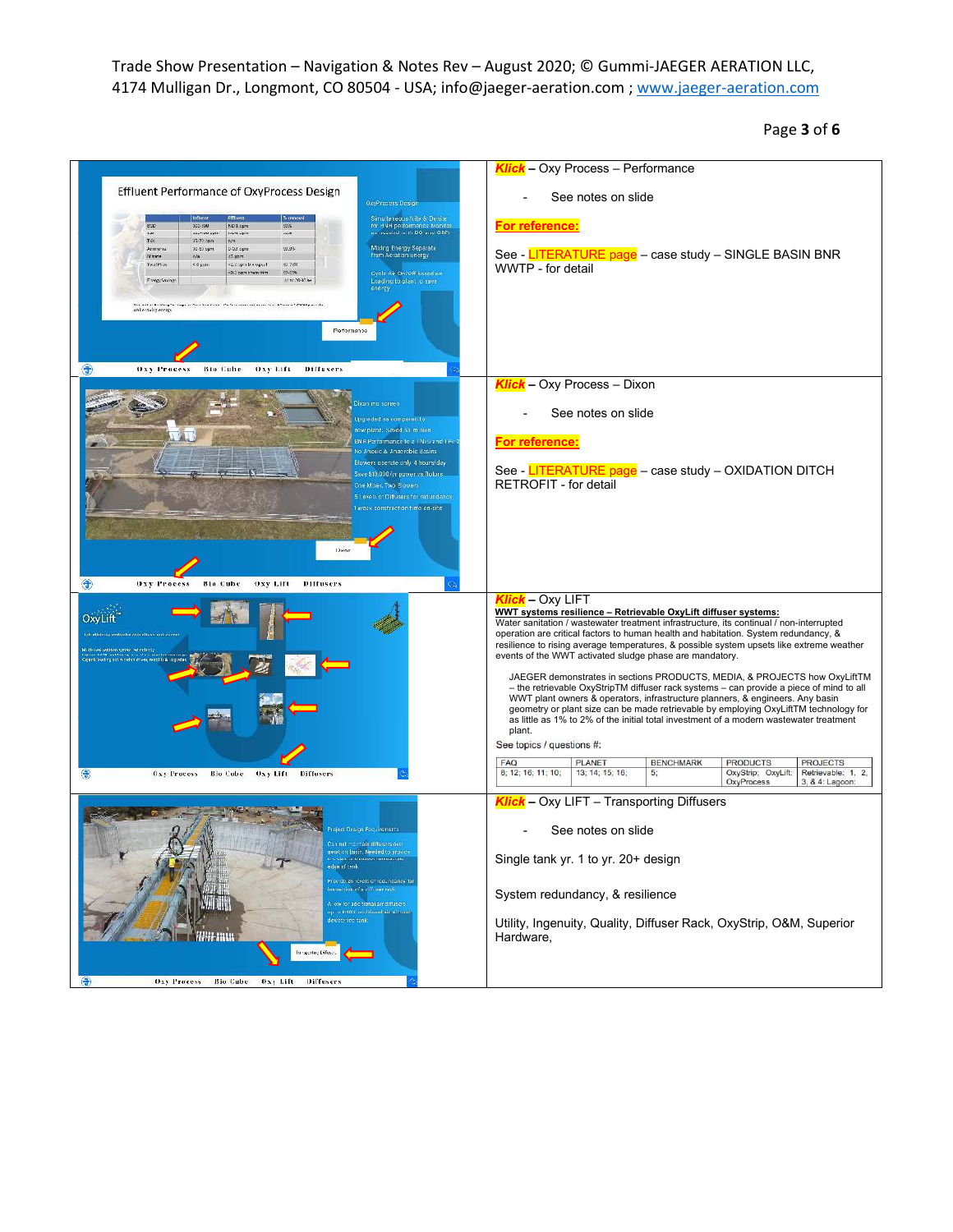| | |
|---|---|
| | **Klick** – Oxy Process – Performance<br><br>- See notes on slide<br><br>**For reference:**<br><br>See - LITERATURE page – case study – SINGLE BASIN BNR WWTP - for detail |
| | **Klick** – Oxy Process – Dixon<br><br>- See notes on slide<br><br>**For reference:**<br><br>See - LITERATURE page – case study – OXIDATION DITCH RETROFIT - for detail |
| | **Klick** – Oxy LIFT<br>**WWT systems resilience – Retrievable OxyLift diffuser systems:**<br>Water sanitation / wastewater treatment infrastructure, its continual / non-interrupted operation are critical factors to human health and habitation. System redundancy, & resilience to rising average temperatures, & possible system upsets like extreme weather events of the WWT activated sludge phase are mandatory.<br><br>JAEGER demonstrates in sections PRODUCTS, MEDIA, & PROJECTS how OxyLiftTM – the retrievable OxyStripTM diffuser rack systems – can provide a piece of mind to all WWT plant owners & operators, infrastructure planners, & engineers. Any basin geometry or plant size can be made retrievable by employing OxyLiftTM technology for as little as 1% to 2% of the initial total investment of a modern wastewater treatment plant.<br><br>See topics / questions #:<br><br>FAQ: 8; 12; 16; 11; 10; — PLANET: 13; 14; 15; 16; — BENCHMARK: 5; — PRODUCTS: OxyStrip; OxyLift; OxyProcess — PROJECTS: Retrievable: 1, 2, 3, & 4: Lagoon: |
| | **Klick** – Oxy LIFT – Transporting Diffusers<br><br>- See notes on slide<br><br>Single tank yr. 1 to yr. 20+ design<br><br>System redundancy, & resilience<br><br>Utility, Ingenuity, Quality, Diffuser Rack, OxyStrip, O&M, Superior Hardware, |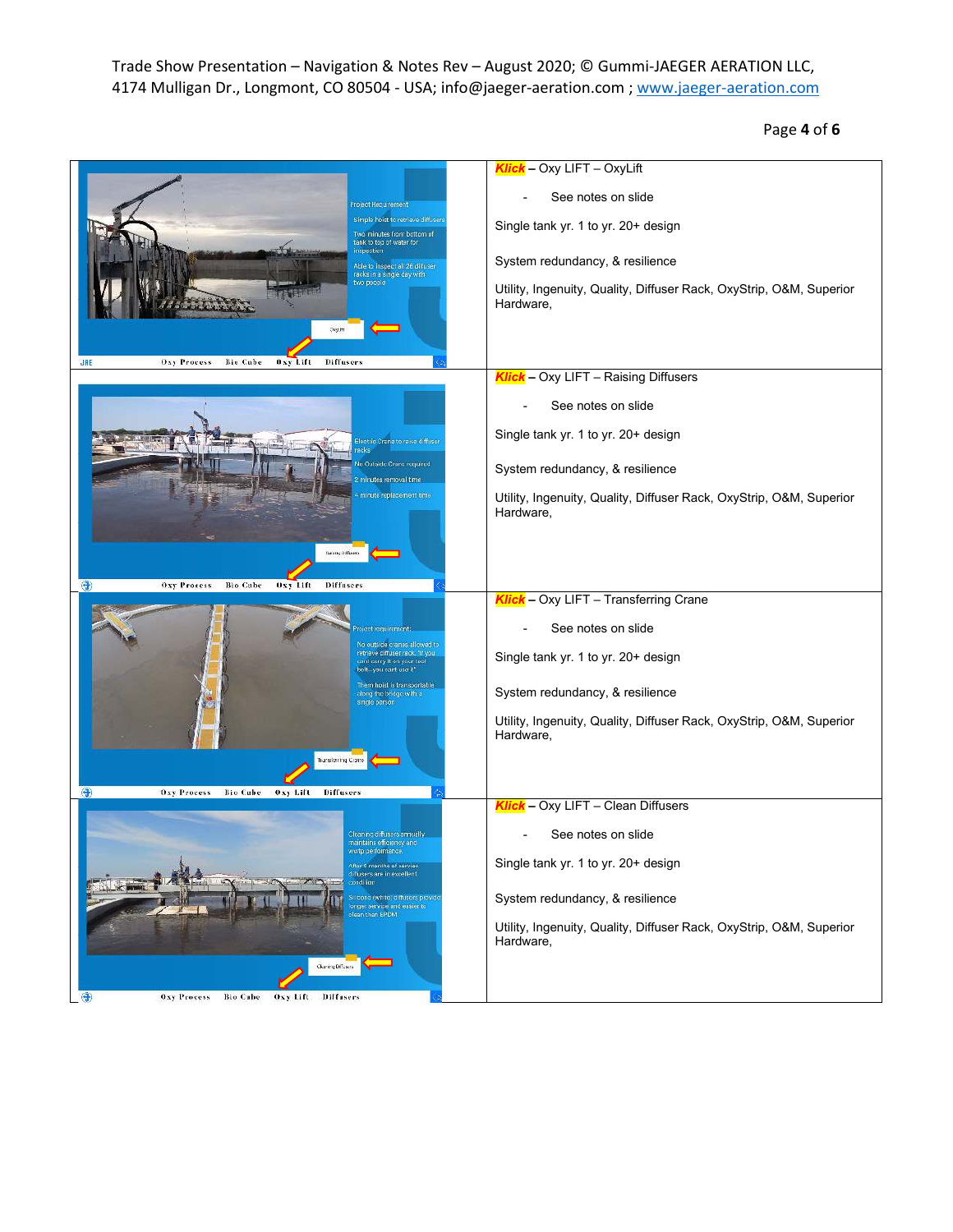| | |
|---|---|
| Project Requirement<br>Simple hoist to retrieve diffusers<br>Two minutes from bottom of tank to top of water for inspection<br>Able to inspect all 26 diffuser racks in a single day with two people<br>OxyLift<br>JAE Oxy Process Bio Cube Oxy Lift Diffusers | ***Klick*** **–** Oxy LIFT – OxyLift<br><br>- See notes on slide<br><br>Single tank yr. 1 to yr. 20+ design<br><br>System redundancy, & resilience<br><br>Utility, Ingenuity, Quality, Diffuser Rack, OxyStrip, O&M, Superior Hardware, |
| Electric Crane to raise diffuser racks<br>No Outside Crane required<br>2 minutes removal time<br>4 minute replacement time<br>Raising Diffusers<br>Oxy Process Bio Cube Oxy Lift Diffusers | ***Klick*** **–** Oxy LIFT – Raising Diffusers<br><br>- See notes on slide<br><br>Single tank yr. 1 to yr. 20+ design<br><br>System redundancy, & resilience<br><br>Utility, Ingenuity, Quality, Diffuser Rack, OxyStrip, O&M, Superior Hardware, |
| Project requirement:<br>No outside cranes allowed to retrieve diffuser rack. "If you can't carry it on your tool belt...you can't use it"<br>Then hoist is transportable along the bridge with a single person<br>Transferring Crane<br>Oxy Process Bio Cube Oxy Lift Diffusers | ***Klick*** **–** Oxy LIFT – Transferring Crane<br><br>- See notes on slide<br><br>Single tank yr. 1 to yr. 20+ design<br><br>System redundancy, & resilience<br><br>Utility, Ingenuity, Quality, Diffuser Rack, OxyStrip, O&M, Superior Hardware, |
| Cleaning diffusers annually maintains efficiency and wwtp performance<br>After 6 months of service diffusers are in excellent condition<br>Silicone (white) diffusers provide longer service and easier to clean than EPDM<br>Cleaning Diffusers<br>Oxy Process Bio Cube Oxy Lift Diffusers | ***Klick*** **–** Oxy LIFT – Clean Diffusers<br><br>- See notes on slide<br><br>Single tank yr. 1 to yr. 20+ design<br><br>System redundancy, & resilience<br><br>Utility, Ingenuity, Quality, Diffuser Rack, OxyStrip, O&M, Superior Hardware, |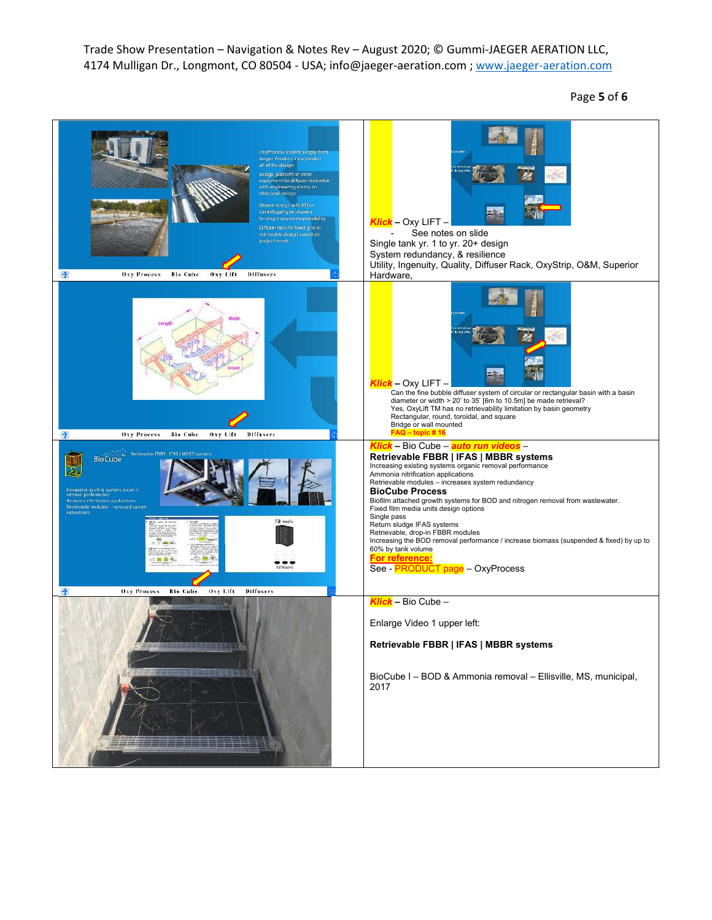| Slide | Notes |
|---|---|
| OxyProcess system supply from Jaeger Aeration incorporates all of the design. Bridge, platform or other equipment for diffuser retrievable with engineering stamp on structural design. Blower design with PD or Centrifugal type blowers for single source responsibility. Diffuser rack for fixed grid or retrievable design based on project needs. Oxy Process · Bio Cube · Oxy Lift · Diffusers | ***Klick*** – Oxy LIFT –<br>- See notes on slide<br>Single tank yr. 1 to yr. 20+ design<br>System redundancy, & resilience<br>Utility, Ingenuity, Quality, Diffuser Rack, OxyStrip, O&M, Superior Hardware, |
| Length · Width · Depth<br>Oxy Process · Bio Cube · Oxy Lift · Diffusers | ***Klick*** – Oxy LIFT –<br>Can the fine bubble diffuser system of circular or rectangular basin with a basin diameter or width > 20' to 35' [6m to 10.5m] be made retrieval?<br>Yes, OxyLift TM has no retrievability limitation by basin geometry<br>Rectangular, round, toroidal, and square<br>Bridge or wall mounted<br>**FAQ – topic # 16** |
| BioCube · Retrievable FBBR \| IFAS \| MBBR systems<br>Increasing existing systems organic removal performance<br>Ammonia nitrification applications<br>Retrievable modules – increased system redundancy<br>Fill media · Diffusers<br>Oxy Process · Bio Cube · Oxy Lift · Diffusers | ***Klick*** – Bio Cube – ***auto run videos*** –<br>**Retrievable FBBR \| IFAS \| MBBR systems**<br>Increasing existing systems organic removal performance<br>Ammonia nitrification applications<br>Retrievable modules – increases system redundancy<br>**BioCube Process**<br>Biofilm attached growth systems for BOD and nitrogen removal from wastewater.<br>Fixed film media units design options<br>Single pass<br>Return sludge IFAS systems<br>Retrievable, drop-in FBBR modules<br>Increasing the BOD removal performance / increase biomass (suspended & fixed) by up to 60% by tank volume<br>**For reference:**<br>See - PRODUCT page – OxyProcess |
|  | ***Klick*** – Bio Cube –<br><br>Enlarge Video 1 upper left:<br><br>**Retrievable FBBR \| IFAS \| MBBR systems**<br><br>BioCube I – BOD & Ammonia removal – Ellisville, MS, municipal, 2017 |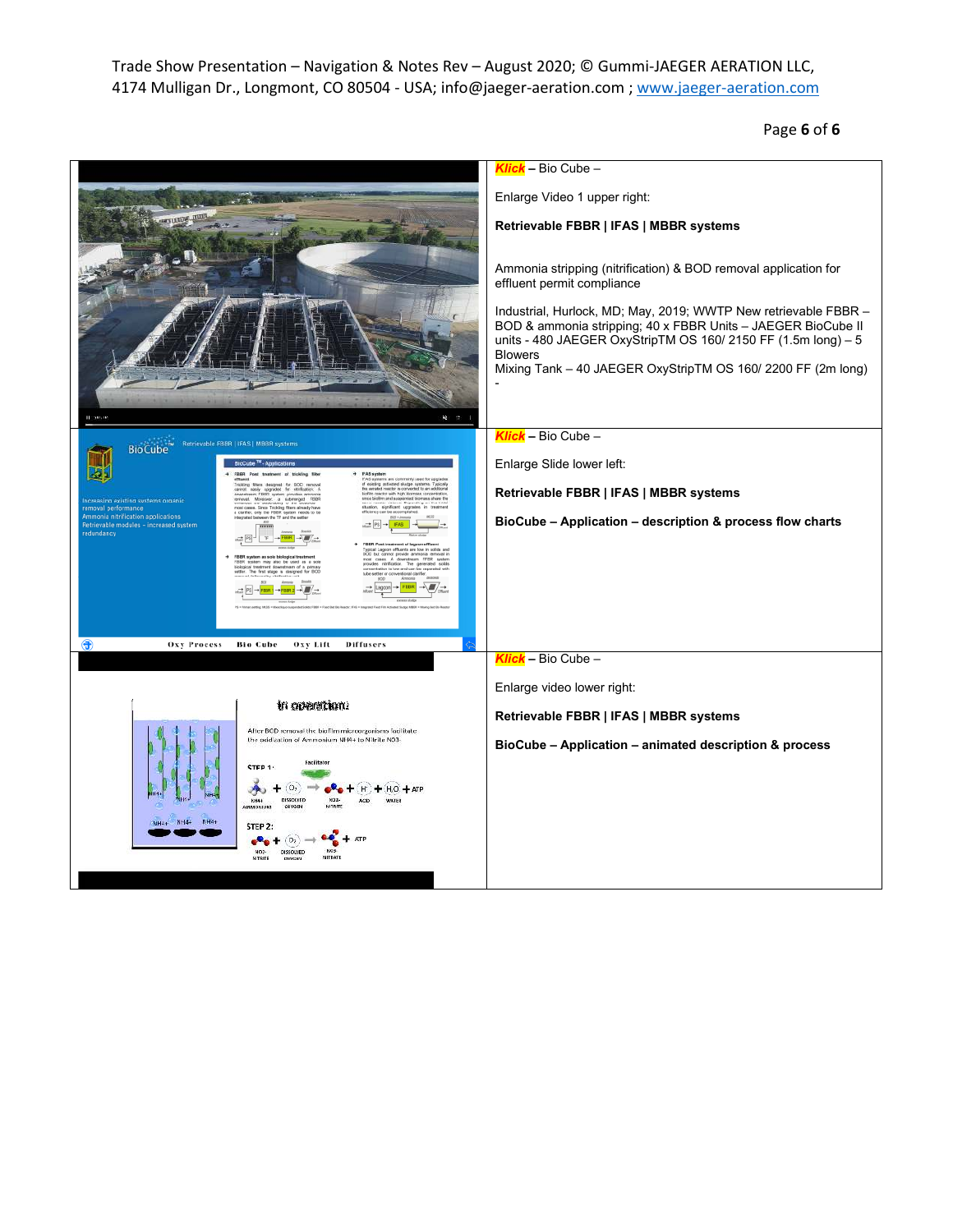| | |
|---|---|
| | ***Klick*** – Bio Cube –<br><br>Enlarge Video 1 upper right:<br><br>**Retrievable FBBR \| IFAS \| MBBR systems**<br><br>Ammonia stripping (nitrification) & BOD removal application for effluent permit compliance<br><br>Industrial, Hurlock, MD; May, 2019; WWTP New retrievable FBBR – BOD & ammonia stripping; 40 x FBBR Units – JAEGER BioCube II units - 480 JAEGER OxyStripTM OS 160/ 2150 FF (1.5m long) – 5 Blowers<br>Mixing Tank – 40 JAEGER OxyStripTM OS 160/ 2200 FF (2m long)<br>- |
| | ***Klick*** – Bio Cube –<br><br>Enlarge Slide lower left:<br><br>**Retrievable FBBR \| IFAS \| MBBR systems**<br><br>**BioCube – Application – description & process flow charts** |
| | ***Klick*** – Bio Cube –<br><br>Enlarge video lower right:<br><br>**Retrievable FBBR \| IFAS \| MBBR systems**<br><br>**BioCube – Application – animated description & process** |